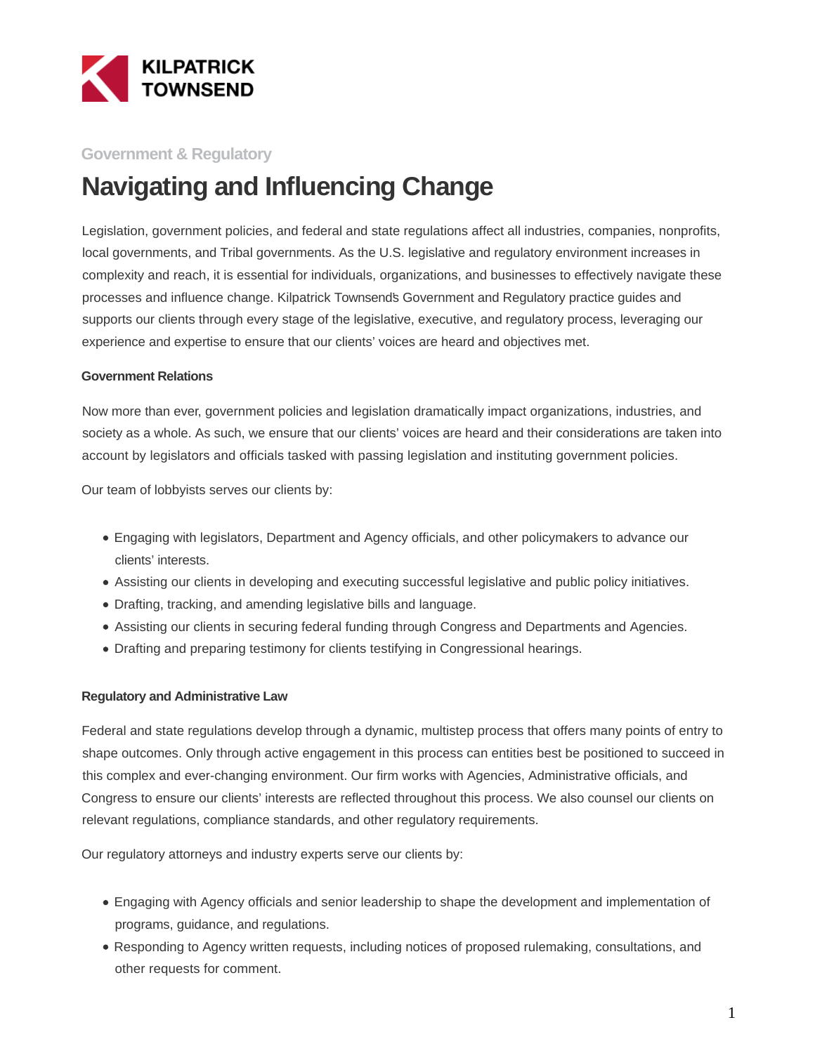KILPATRICK TOWNSEND

Government & Regulatory

# Navigating and Influencing Change

Legislation, government policies, and federal and state regulations affect all industries, companies, nonprofits, local governments, and Tribal governments. As the U.S. legislative and regulatory environment increases in complexity and reach, it is essential for individuals, organizations, and businesses to effectively navigate these processes and influence change. Kilpatrick Townsend's Government and Regulatory practice guides and supports our clients through every stage of the legislative, executive, and regulatory process, leveraging our experience and expertise to ensure that our clients' voices are heard and objectives met.

**Government Relations**

Now more than ever, government policies and legislation dramatically impact organizations, industries, and society as a whole. As such, we ensure that our clients' voices are heard and their considerations are taken into account by legislators and officials tasked with passing legislation and instituting government policies.

Our team of lobbyists serves our clients by:

- Engaging with legislators, Department and Agency officials, and other policymakers to advance our clients' interests.
- Assisting our clients in developing and executing successful legislative and public policy initiatives.
- Drafting, tracking, and amending legislative bills and language.
- Assisting our clients in securing federal funding through Congress and Departments and Agencies.
- Drafting and preparing testimony for clients testifying in Congressional hearings.

**Regulatory and Administrative Law**

Federal and state regulations develop through a dynamic, multistep process that offers many points of entry to shape outcomes. Only through active engagement in this process can entities best be positioned to succeed in this complex and ever-changing environment. Our firm works with Agencies, Administrative officials, and Congress to ensure our clients' interests are reflected throughout this process. We also counsel our clients on relevant regulations, compliance standards, and other regulatory requirements.

Our regulatory attorneys and industry experts serve our clients by:

- Engaging with Agency officials and senior leadership to shape the development and implementation of programs, guidance, and regulations.
- Responding to Agency written requests, including notices of proposed rulemaking, consultations, and other requests for comment.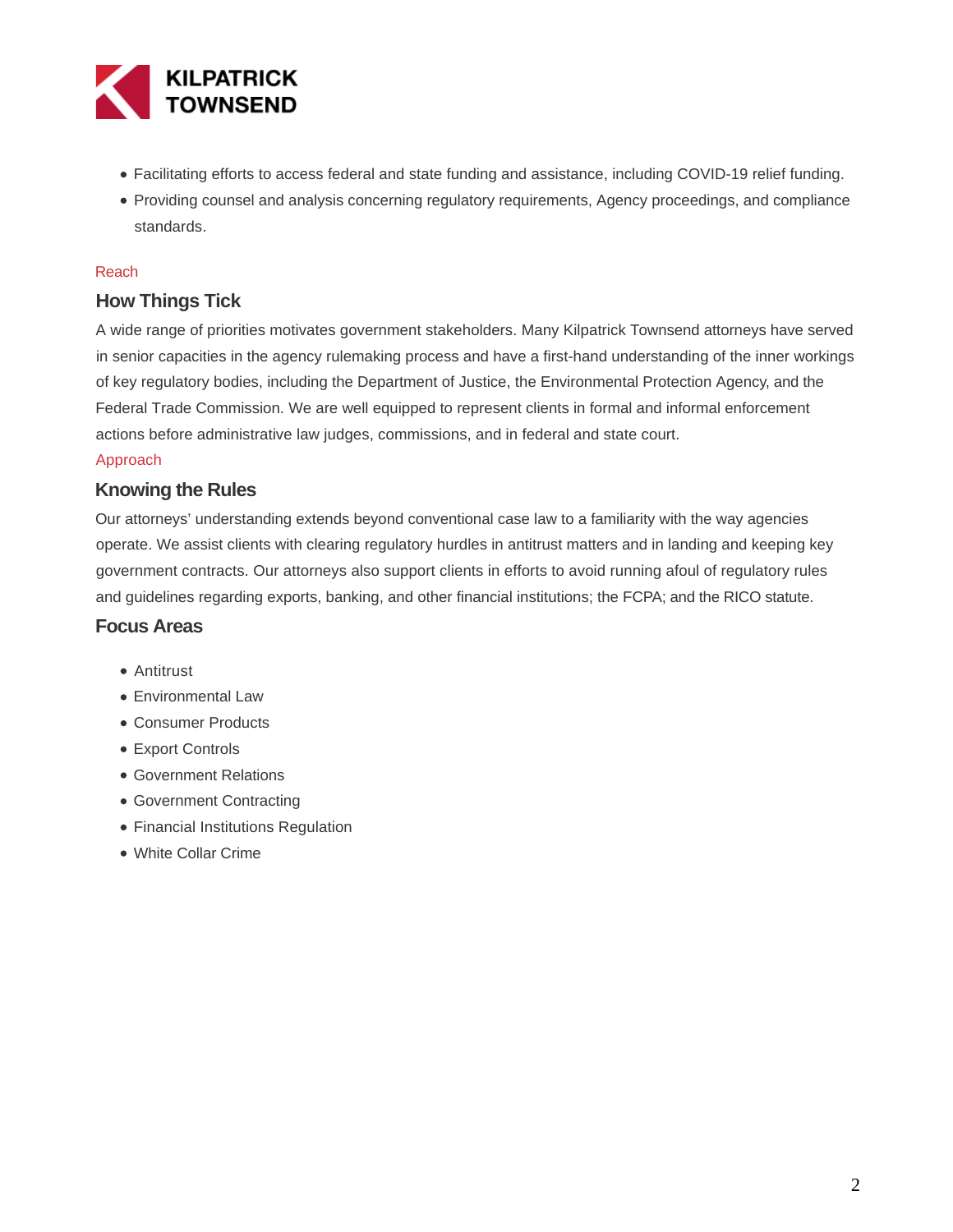- Facilitating efforts to access federal and state funding and assistance, including COVID-19 relief funding.
- Providing counsel and analysis concerning regulatory requirements, Agency proceedings, and compliance standards.

Reach

## How Things Tick

A wide range of priorities motivates government stakeholders. Many Kilpatrick Townsend attorneys have served in senior capacities in the agency rulemaking process and have a first-hand understanding of the inner workings of key regulatory bodies, including the Department of Justice, the Environmental Protection Agency, and the Federal Trade Commission. We are well equipped to represent clients in formal and informal enforcement actions before administrative law judges, commissions, and in federal and state court.

Approach

## Knowing the Rules

Our attorneys' understanding extends beyond conventional case law to a familiarity with the way agencies operate. We assist clients with clearing regulatory hurdles in antitrust matters and in landing and keeping key government contracts. Our attorneys also support clients in efforts to avoid running afoul of regulatory rules and guidelines regarding exports, banking, and other financial institutions; the FCPA; and the RICO statute.

## Focus Areas

- Antitrust
- Environmental Law
- Consumer Products
- Export Controls
- Government Relations
- Government Contracting
- Financial Institutions Regulation
- White Collar Crime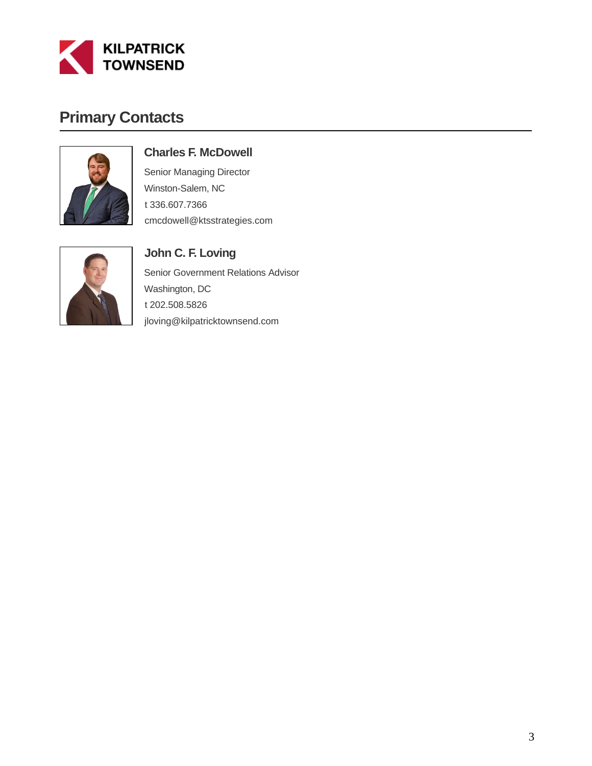## Primary Contacts

### Charles F. McDowell

Senior Managing Director

Winston-Salem, NC

t 336.607.7366

cmcdowell@ktsstrategies.com

### John C. F. Loving

Senior Government Relations Advisor

Washington, DC

t 202.508.5826

jloving@kilpatricktownsend.com